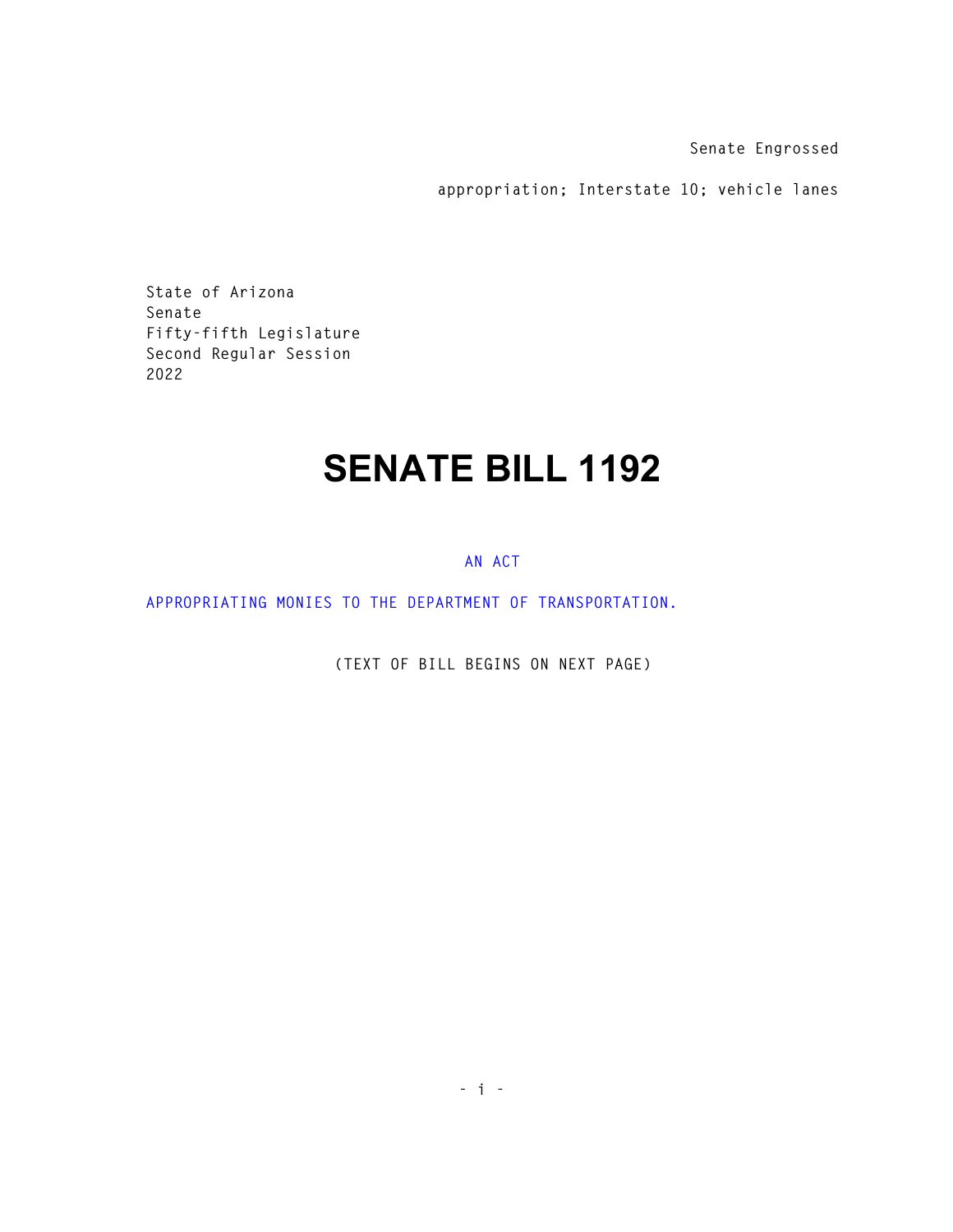Senate Engrossed

appropriation; Interstate 10; vehicle lanes

State of Arizona
Senate
Fifty-fifth Legislature
Second Regular Session
2022

# SENATE BILL 1192

AN ACT

APPROPRIATING MONIES TO THE DEPARTMENT OF TRANSPORTATION.

(TEXT OF BILL BEGINS ON NEXT PAGE)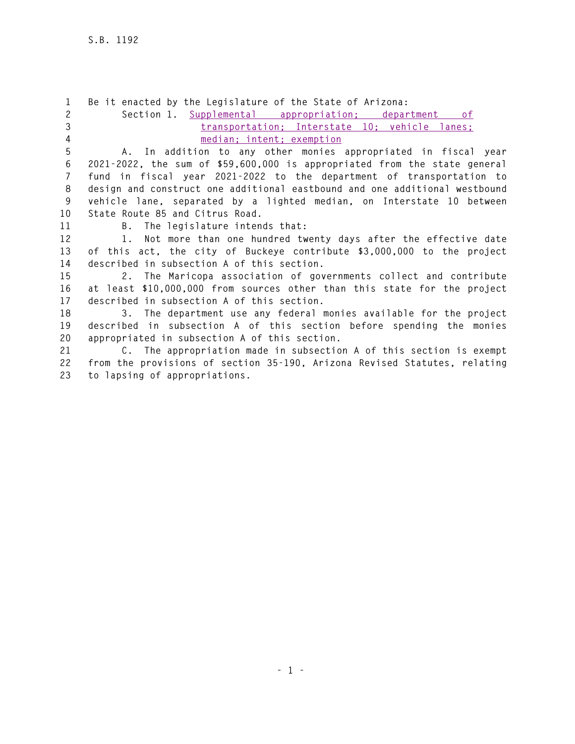Be it enacted by the Legislature of the State of Arizona:

Section 1. Supplemental appropriation; department of transportation; Interstate 10; vehicle lanes; median; intent; exemption

A. In addition to any other monies appropriated in fiscal year 2021-2022, the sum of $59,600,000 is appropriated from the state general fund in fiscal year 2021-2022 to the department of transportation to design and construct one additional eastbound and one additional westbound vehicle lane, separated by a lighted median, on Interstate 10 between State Route 85 and Citrus Road.

B. The legislature intends that:

1. Not more than one hundred twenty days after the effective date of this act, the city of Buckeye contribute $3,000,000 to the project described in subsection A of this section.

2. The Maricopa association of governments collect and contribute at least $10,000,000 from sources other than this state for the project described in subsection A of this section.

3. The department use any federal monies available for the project described in subsection A of this section before spending the monies appropriated in subsection A of this section.

C. The appropriation made in subsection A of this section is exempt from the provisions of section 35-190, Arizona Revised Statutes, relating to lapsing of appropriations.